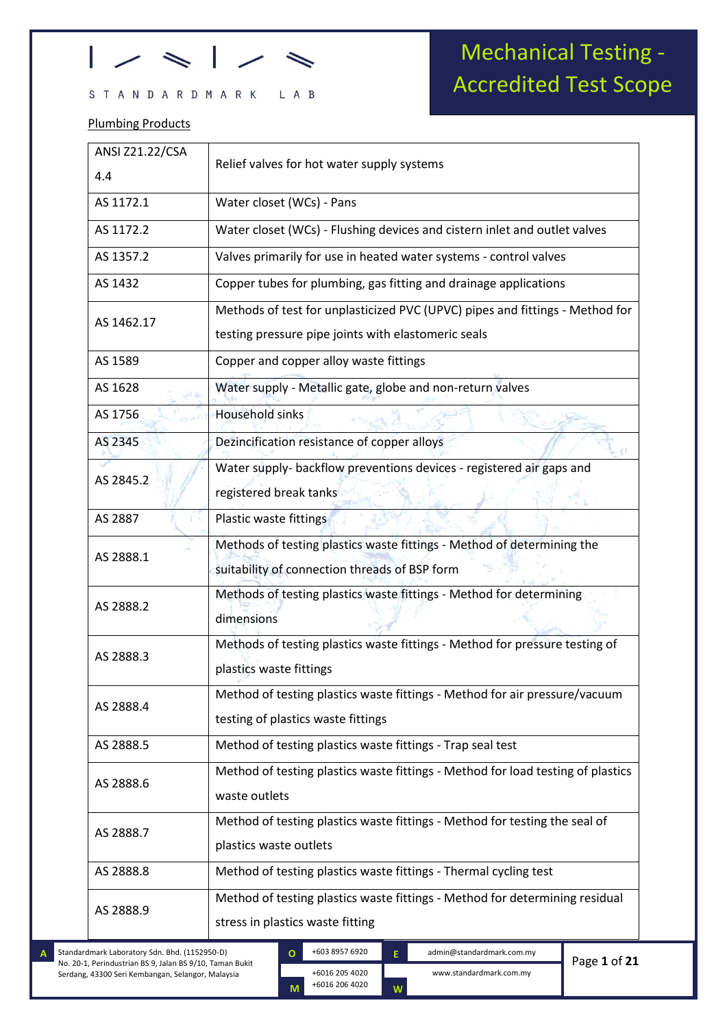# Mechanical Testing - Accredited Test Scope

## Plumbing Products

| | |
|---|---|
| ANSI Z21.22/CSA 4.4 | Relief valves for hot water supply systems |
| AS 1172.1 | Water closet (WCs) - Pans |
| AS 1172.2 | Water closet (WCs) - Flushing devices and cistern inlet and outlet valves |
| AS 1357.2 | Valves primarily for use in heated water systems - control valves |
| AS 1432 | Copper tubes for plumbing, gas fitting and drainage applications |
| AS 1462.17 | Methods of test for unplasticized PVC (UPVC) pipes and fittings - Method for testing pressure pipe joints with elastomeric seals |
| AS 1589 | Copper and copper alloy waste fittings |
| AS 1628 | Water supply - Metallic gate, globe and non-return valves |
| AS 1756 | Household sinks |
| AS 2345 | Dezincification resistance of copper alloys |
| AS 2845.2 | Water supply- backflow preventions devices - registered air gaps and registered break tanks |
| AS 2887 | Plastic waste fittings |
| AS 2888.1 | Methods of testing plastics waste fittings - Method of determining the suitability of connection threads of BSP form |
| AS 2888.2 | Methods of testing plastics waste fittings - Method for determining dimensions |
| AS 2888.3 | Methods of testing plastics waste fittings - Method for pressure testing of plastics waste fittings |
| AS 2888.4 | Method of testing plastics waste fittings - Method for air pressure/vacuum testing of plastics waste fittings |
| AS 2888.5 | Method of testing plastics waste fittings - Trap seal test |
| AS 2888.6 | Method of testing plastics waste fittings - Method for load testing of plastics waste outlets |
| AS 2888.7 | Method of testing plastics waste fittings - Method for testing the seal of plastics waste outlets |
| AS 2888.8 | Method of testing plastics waste fittings - Thermal cycling test |
| AS 2888.9 | Method of testing plastics waste fittings - Method for determining residual stress in plastics waste fitting |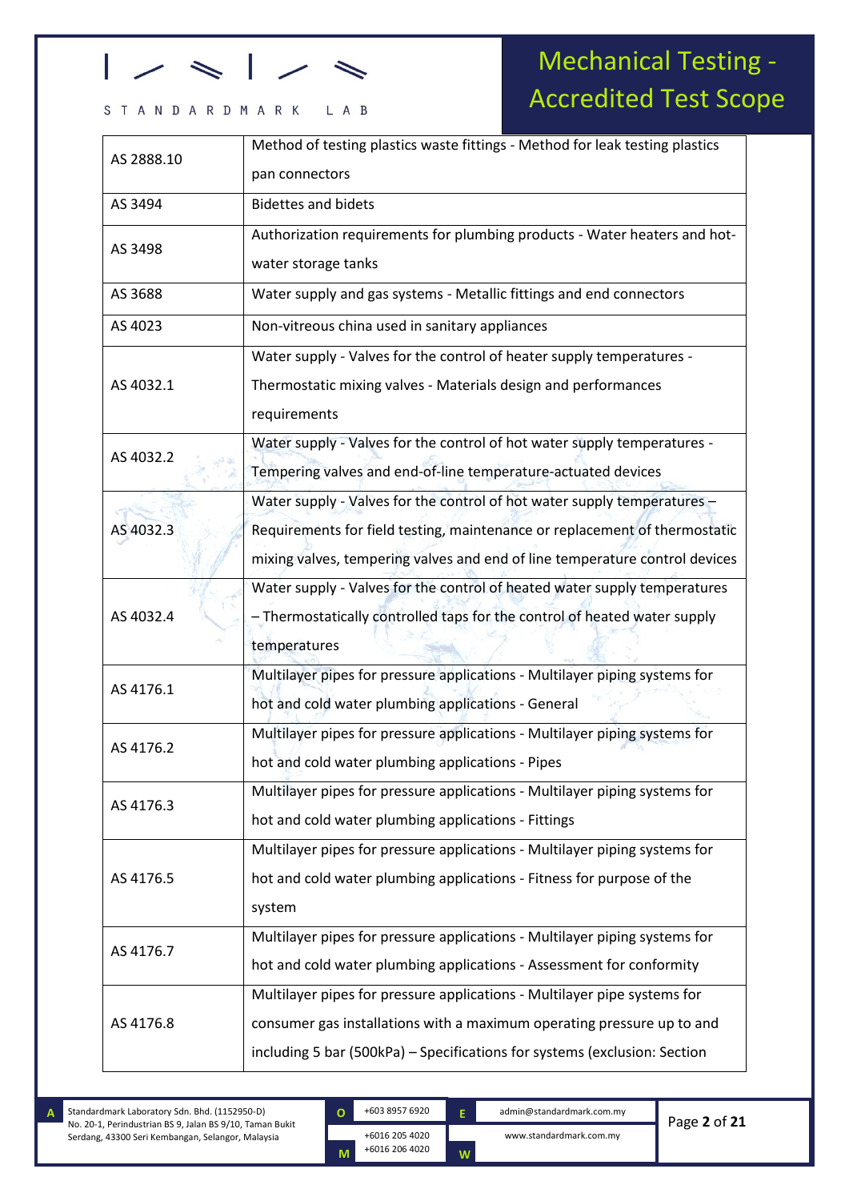| AS 2888.10 | Method of testing plastics waste fittings - Method for leak testing plastics pan connectors |
|---|---|
| AS 3494 | Bidettes and bidets |
| AS 3498 | Authorization requirements for plumbing products - Water heaters and hot-water storage tanks |
| AS 3688 | Water supply and gas systems - Metallic fittings and end connectors |
| AS 4023 | Non-vitreous china used in sanitary appliances |
| AS 4032.1 | Water supply - Valves for the control of heater supply temperatures - Thermostatic mixing valves - Materials design and performances requirements |
| AS 4032.2 | Water supply - Valves for the control of hot water supply temperatures - Tempering valves and end-of-line temperature-actuated devices |
| AS 4032.3 | Water supply - Valves for the control of hot water supply temperatures – Requirements for field testing, maintenance or replacement of thermostatic mixing valves, tempering valves and end of line temperature control devices |
| AS 4032.4 | Water supply - Valves for the control of heated water supply temperatures – Thermostatically controlled taps for the control of heated water supply temperatures |
| AS 4176.1 | Multilayer pipes for pressure applications - Multilayer piping systems for hot and cold water plumbing applications - General |
| AS 4176.2 | Multilayer pipes for pressure applications - Multilayer piping systems for hot and cold water plumbing applications - Pipes |
| AS 4176.3 | Multilayer pipes for pressure applications - Multilayer piping systems for hot and cold water plumbing applications - Fittings |
| AS 4176.5 | Multilayer pipes for pressure applications - Multilayer piping systems for hot and cold water plumbing applications - Fitness for purpose of the system |
| AS 4176.7 | Multilayer pipes for pressure applications - Multilayer piping systems for hot and cold water plumbing applications - Assessment for conformity |
| AS 4176.8 | Multilayer pipes for pressure applications - Multilayer pipe systems for consumer gas installations with a maximum operating pressure up to and including 5 bar (500kPa) – Specifications for systems (exclusion: Section |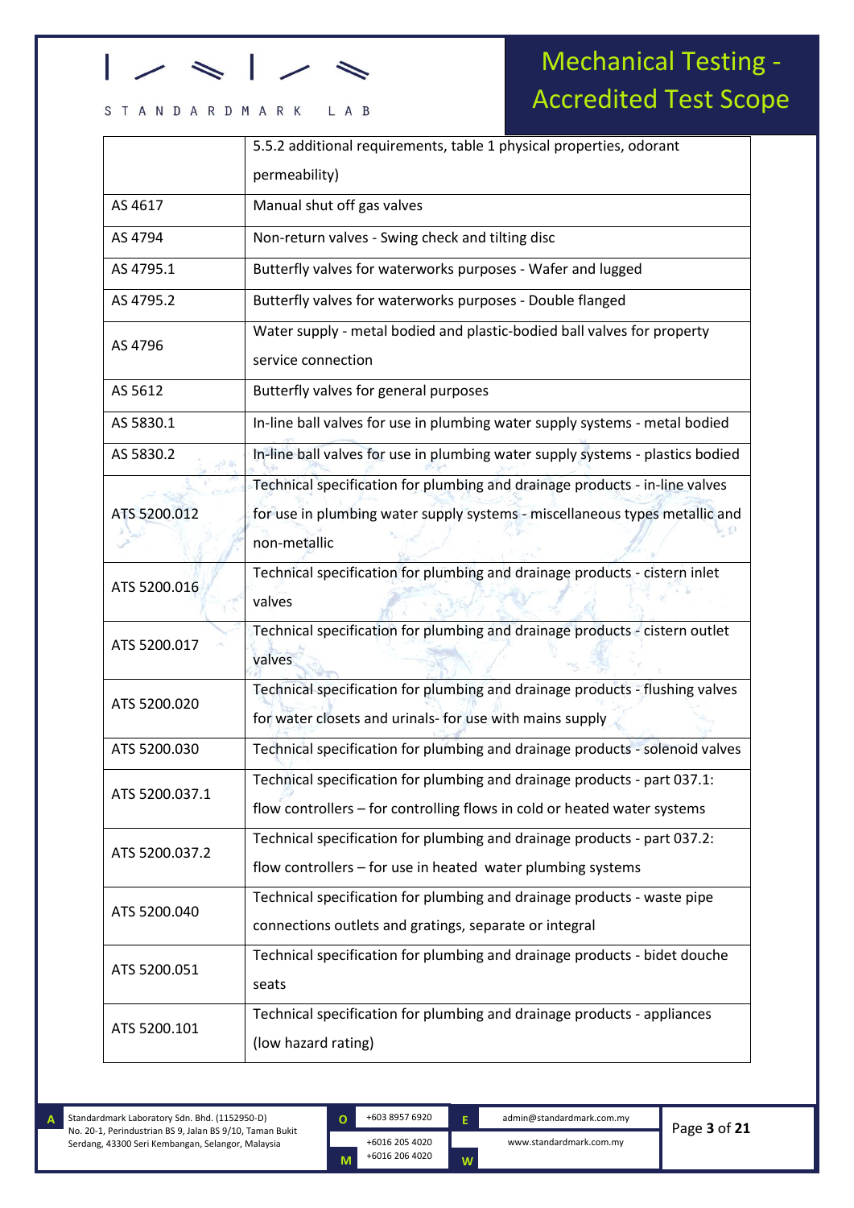|  |  |
|---|---|
|  | 5.5.2 additional requirements, table 1 physical properties, odorant permeability) |
| AS 4617 | Manual shut off gas valves |
| AS 4794 | Non-return valves - Swing check and tilting disc |
| AS 4795.1 | Butterfly valves for waterworks purposes - Wafer and lugged |
| AS 4795.2 | Butterfly valves for waterworks purposes - Double flanged |
| AS 4796 | Water supply - metal bodied and plastic-bodied ball valves for property service connection |
| AS 5612 | Butterfly valves for general purposes |
| AS 5830.1 | In-line ball valves for use in plumbing water supply systems - metal bodied |
| AS 5830.2 | In-line ball valves for use in plumbing water supply systems - plastics bodied |
| ATS 5200.012 | Technical specification for plumbing and drainage products - in-line valves for use in plumbing water supply systems - miscellaneous types metallic and non-metallic |
| ATS 5200.016 | Technical specification for plumbing and drainage products - cistern inlet valves |
| ATS 5200.017 | Technical specification for plumbing and drainage products - cistern outlet valves |
| ATS 5200.020 | Technical specification for plumbing and drainage products - flushing valves for water closets and urinals- for use with mains supply |
| ATS 5200.030 | Technical specification for plumbing and drainage products - solenoid valves |
| ATS 5200.037.1 | Technical specification for plumbing and drainage products - part 037.1: flow controllers – for controlling flows in cold or heated water systems |
| ATS 5200.037.2 | Technical specification for plumbing and drainage products - part 037.2: flow controllers – for use in heated water plumbing systems |
| ATS 5200.040 | Technical specification for plumbing and drainage products - waste pipe connections outlets and gratings, separate or integral |
| ATS 5200.051 | Technical specification for plumbing and drainage products - bidet douche seats |
| ATS 5200.101 | Technical specification for plumbing and drainage products - appliances (low hazard rating) |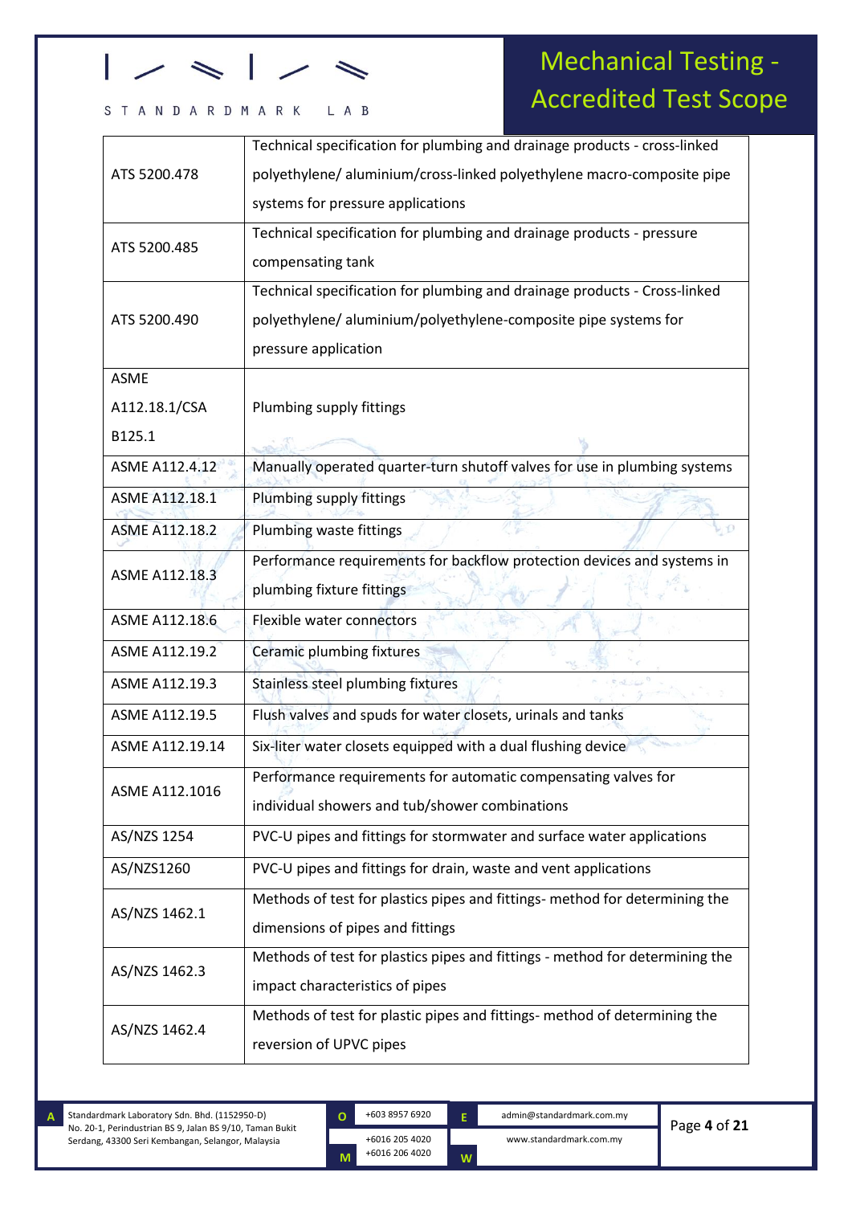| ATS 5200.478 | Technical specification for plumbing and drainage products - cross-linked polyethylene/ aluminium/cross-linked polyethylene macro-composite pipe systems for pressure applications |
|---|---|
| ATS 5200.485 | Technical specification for plumbing and drainage products - pressure compensating tank |
| ATS 5200.490 | Technical specification for plumbing and drainage products - Cross-linked polyethylene/ aluminium/polyethylene-composite pipe systems for pressure application |
| ASME A112.18.1/CSA B125.1 | Plumbing supply fittings |
| ASME A112.4.12 | Manually operated quarter-turn shutoff valves for use in plumbing systems |
| ASME A112.18.1 | Plumbing supply fittings |
| ASME A112.18.2 | Plumbing waste fittings |
| ASME A112.18.3 | Performance requirements for backflow protection devices and systems in plumbing fixture fittings |
| ASME A112.18.6 | Flexible water connectors |
| ASME A112.19.2 | Ceramic plumbing fixtures |
| ASME A112.19.3 | Stainless steel plumbing fixtures |
| ASME A112.19.5 | Flush valves and spuds for water closets, urinals and tanks |
| ASME A112.19.14 | Six-liter water closets equipped with a dual flushing device |
| ASME A112.1016 | Performance requirements for automatic compensating valves for individual showers and tub/shower combinations |
| AS/NZS 1254 | PVC-U pipes and fittings for stormwater and surface water applications |
| AS/NZS1260 | PVC-U pipes and fittings for drain, waste and vent applications |
| AS/NZS 1462.1 | Methods of test for plastics pipes and fittings- method for determining the dimensions of pipes and fittings |
| AS/NZS 1462.3 | Methods of test for plastics pipes and fittings - method for determining the impact characteristics of pipes |
| AS/NZS 1462.4 | Methods of test for plastic pipes and fittings- method of determining the reversion of UPVC pipes |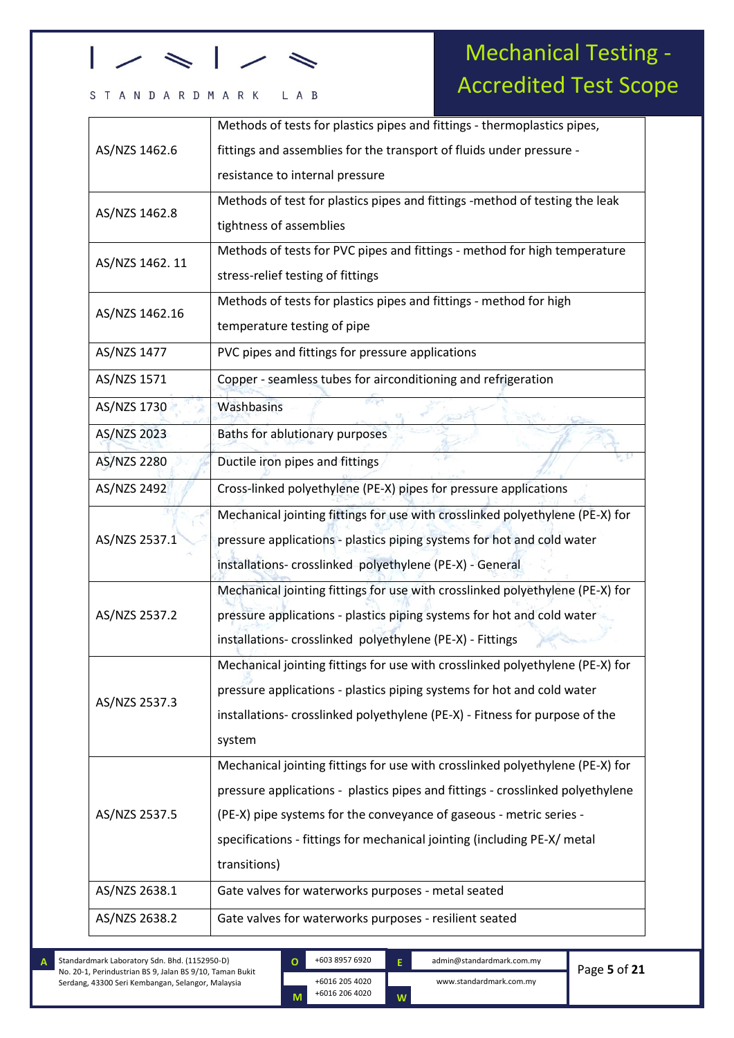| | |
|---|---|
| AS/NZS 1462.6 | Methods of tests for plastics pipes and fittings - thermoplastics pipes, fittings and assemblies for the transport of fluids under pressure - resistance to internal pressure |
| AS/NZS 1462.8 | Methods of test for plastics pipes and fittings -method of testing the leak tightness of assemblies |
| AS/NZS 1462. 11 | Methods of tests for PVC pipes and fittings - method for high temperature stress-relief testing of fittings |
| AS/NZS 1462.16 | Methods of tests for plastics pipes and fittings - method for high temperature testing of pipe |
| AS/NZS 1477 | PVC pipes and fittings for pressure applications |
| AS/NZS 1571 | Copper - seamless tubes for airconditioning and refrigeration |
| AS/NZS 1730 | Washbasins |
| AS/NZS 2023 | Baths for ablutionary purposes |
| AS/NZS 2280 | Ductile iron pipes and fittings |
| AS/NZS 2492 | Cross-linked polyethylene (PE-X) pipes for pressure applications |
| AS/NZS 2537.1 | Mechanical jointing fittings for use with crosslinked polyethylene (PE-X) for pressure applications - plastics piping systems for hot and cold water installations- crosslinked polyethylene (PE-X) - General |
| AS/NZS 2537.2 | Mechanical jointing fittings for use with crosslinked polyethylene (PE-X) for pressure applications - plastics piping systems for hot and cold water installations- crosslinked polyethylene (PE-X) - Fittings |
| AS/NZS 2537.3 | Mechanical jointing fittings for use with crosslinked polyethylene (PE-X) for pressure applications - plastics piping systems for hot and cold water installations- crosslinked polyethylene (PE-X) - Fitness for purpose of the system |
| AS/NZS 2537.5 | Mechanical jointing fittings for use with crosslinked polyethylene (PE-X) for pressure applications - plastics pipes and fittings - crosslinked polyethylene (PE-X) pipe systems for the conveyance of gaseous - metric series - specifications - fittings for mechanical jointing (including PE-X/ metal transitions) |
| AS/NZS 2638.1 | Gate valves for waterworks purposes - metal seated |
| AS/NZS 2638.2 | Gate valves for waterworks purposes - resilient seated |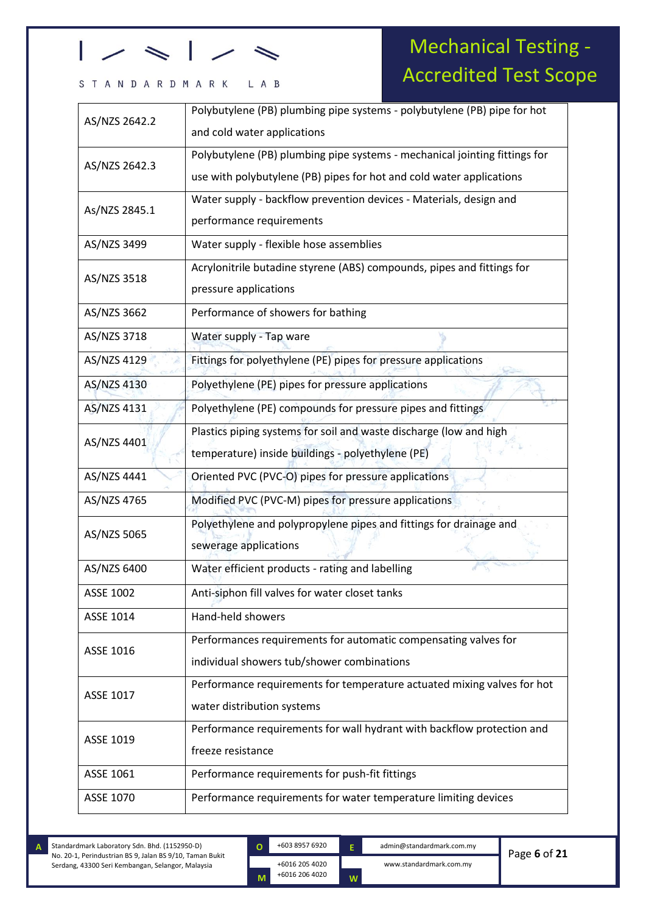| | |
|---|---|
| AS/NZS 2642.2 | Polybutylene (PB) plumbing pipe systems - polybutylene (PB) pipe for hot and cold water applications |
| AS/NZS 2642.3 | Polybutylene (PB) plumbing pipe systems - mechanical jointing fittings for use with polybutylene (PB) pipes for hot and cold water applications |
| As/NZS 2845.1 | Water supply - backflow prevention devices - Materials, design and performance requirements |
| AS/NZS 3499 | Water supply - flexible hose assemblies |
| AS/NZS 3518 | Acrylonitrile butadine styrene (ABS) compounds, pipes and fittings for pressure applications |
| AS/NZS 3662 | Performance of showers for bathing |
| AS/NZS 3718 | Water supply - Tap ware |
| AS/NZS 4129 | Fittings for polyethylene (PE) pipes for pressure applications |
| AS/NZS 4130 | Polyethylene (PE) pipes for pressure applications |
| AS/NZS 4131 | Polyethylene (PE) compounds for pressure pipes and fittings |
| AS/NZS 4401 | Plastics piping systems for soil and waste discharge (low and high temperature) inside buildings - polyethylene (PE) |
| AS/NZS 4441 | Oriented PVC (PVC-O) pipes for pressure applications |
| AS/NZS 4765 | Modified PVC (PVC-M) pipes for pressure applications |
| AS/NZS 5065 | Polyethylene and polypropylene pipes and fittings for drainage and sewerage applications |
| AS/NZS 6400 | Water efficient products - rating and labelling |
| ASSE 1002 | Anti-siphon fill valves for water closet tanks |
| ASSE 1014 | Hand-held showers |
| ASSE 1016 | Performances requirements for automatic compensating valves for individual showers tub/shower combinations |
| ASSE 1017 | Performance requirements for temperature actuated mixing valves for hot water distribution systems |
| ASSE 1019 | Performance requirements for wall hydrant with backflow protection and freeze resistance |
| ASSE 1061 | Performance requirements for push-fit fittings |
| ASSE 1070 | Performance requirements for water temperature limiting devices |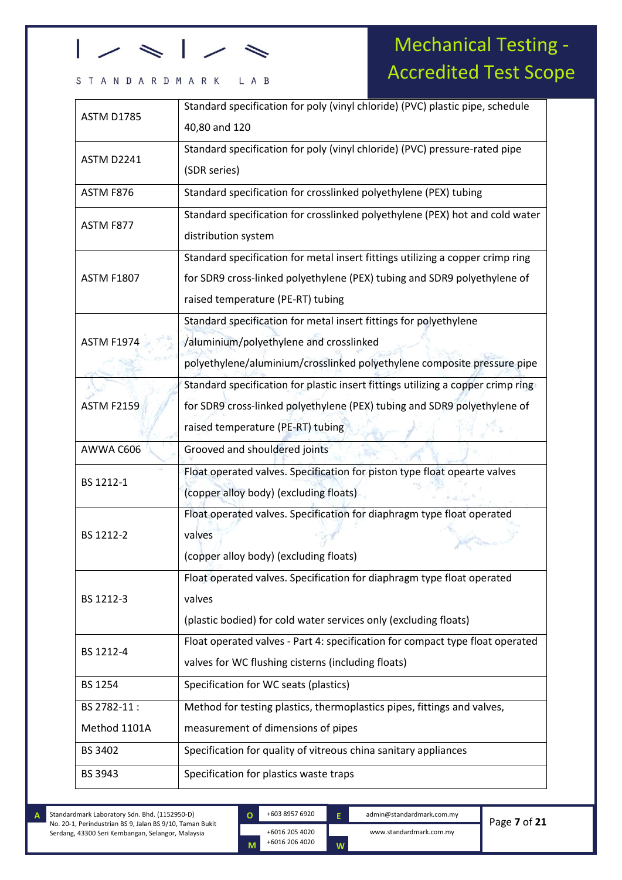| ASTM D1785 | Standard specification for poly (vinyl chloride) (PVC) plastic pipe, schedule 40,80 and 120 |
|---|---|
| ASTM D2241 | Standard specification for poly (vinyl chloride) (PVC) pressure-rated pipe (SDR series) |
| ASTM F876 | Standard specification for crosslinked polyethylene (PEX) tubing |
| ASTM F877 | Standard specification for crosslinked polyethylene (PEX) hot and cold water distribution system |
| ASTM F1807 | Standard specification for metal insert fittings utilizing a copper crimp ring for SDR9 cross-linked polyethylene (PEX) tubing and SDR9 polyethylene of raised temperature (PE-RT) tubing |
| ASTM F1974 | Standard specification for metal insert fittings for polyethylene /aluminium/polyethylene and crosslinked polyethylene/aluminium/crosslinked polyethylene composite pressure pipe |
| ASTM F2159 | Standard specification for plastic insert fittings utilizing a copper crimp ring for SDR9 cross-linked polyethylene (PEX) tubing and SDR9 polyethylene of raised temperature (PE-RT) tubing |
| AWWA C606 | Grooved and shouldered joints |
| BS 1212-1 | Float operated valves. Specification for piston type float opearte valves (copper alloy body) (excluding floats) |
| BS 1212-2 | Float operated valves. Specification for diaphragm type float operated valves (copper alloy body) (excluding floats) |
| BS 1212-3 | Float operated valves. Specification for diaphragm type float operated valves (plastic bodied) for cold water services only (excluding floats) |
| BS 1212-4 | Float operated valves - Part 4: specification for compact type float operated valves for WC flushing cisterns (including floats) |
| BS 1254 | Specification for WC seats (plastics) |
| BS 2782-11 : Method 1101A | Method for testing plastics, thermoplastics pipes, fittings and valves, measurement of dimensions of pipes |
| BS 3402 | Specification for quality of vitreous china sanitary appliances |
| BS 3943 | Specification for plastics waste traps |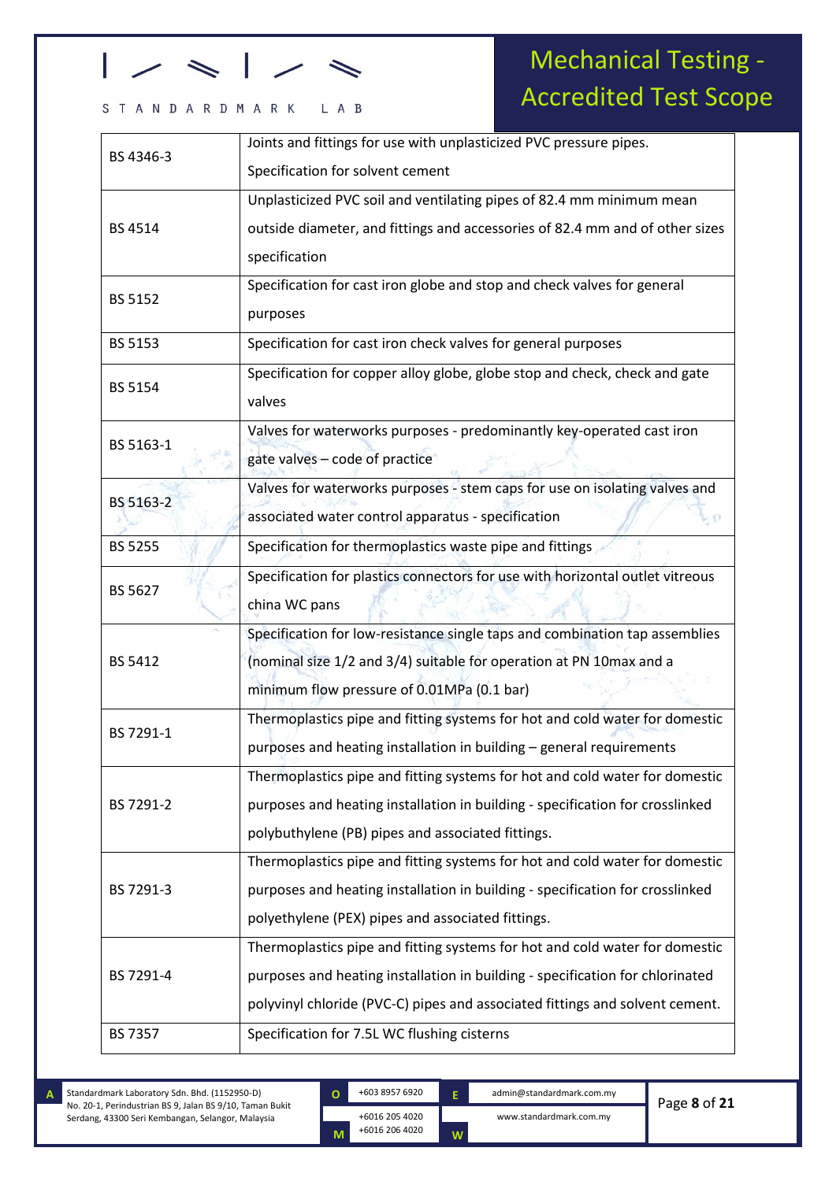| BS 4346-3 | Joints and fittings for use with unplasticized PVC pressure pipes. Specification for solvent cement |
|---|---|
| BS 4514 | Unplasticized PVC soil and ventilating pipes of 82.4 mm minimum mean outside diameter, and fittings and accessories of 82.4 mm and of other sizes specification |
| BS 5152 | Specification for cast iron globe and stop and check valves for general purposes |
| BS 5153 | Specification for cast iron check valves for general purposes |
| BS 5154 | Specification for copper alloy globe, globe stop and check, check and gate valves |
| BS 5163-1 | Valves for waterworks purposes - predominantly key-operated cast iron gate valves – code of practice |
| BS 5163-2 | Valves for waterworks purposes - stem caps for use on isolating valves and associated water control apparatus - specification |
| BS 5255 | Specification for thermoplastics waste pipe and fittings |
| BS 5627 | Specification for plastics connectors for use with horizontal outlet vitreous china WC pans |
| BS 5412 | Specification for low-resistance single taps and combination tap assemblies (nominal size 1/2 and 3/4) suitable for operation at PN 10max and a minimum flow pressure of 0.01MPa (0.1 bar) |
| BS 7291-1 | Thermoplastics pipe and fitting systems for hot and cold water for domestic purposes and heating installation in building – general requirements |
| BS 7291-2 | Thermoplastics pipe and fitting systems for hot and cold water for domestic purposes and heating installation in building - specification for crosslinked polybuthylene (PB) pipes and associated fittings. |
| BS 7291-3 | Thermoplastics pipe and fitting systems for hot and cold water for domestic purposes and heating installation in building - specification for crosslinked polyethylene (PEX) pipes and associated fittings. |
| BS 7291-4 | Thermoplastics pipe and fitting systems for hot and cold water for domestic purposes and heating installation in building - specification for chlorinated polyvinyl chloride (PVC-C) pipes and associated fittings and solvent cement. |
| BS 7357 | Specification for 7.5L WC flushing cisterns |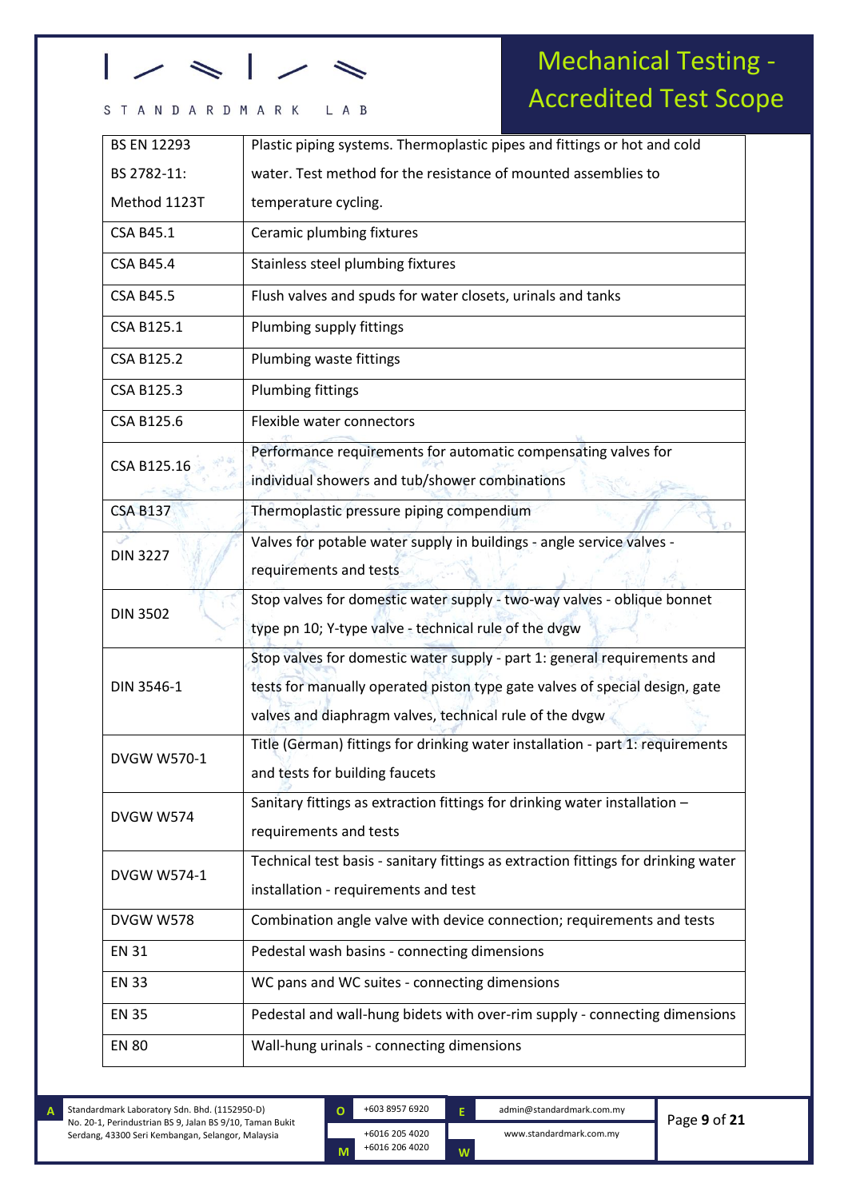| | |
|---|---|
| BS EN 12293<br>BS 2782-11:<br>Method 1123T | Plastic piping systems. Thermoplastic pipes and fittings or hot and cold water. Test method for the resistance of mounted assemblies to temperature cycling. |
| CSA B45.1 | Ceramic plumbing fixtures |
| CSA B45.4 | Stainless steel plumbing fixtures |
| CSA B45.5 | Flush valves and spuds for water closets, urinals and tanks |
| CSA B125.1 | Plumbing supply fittings |
| CSA B125.2 | Plumbing waste fittings |
| CSA B125.3 | Plumbing fittings |
| CSA B125.6 | Flexible water connectors |
| CSA B125.16 | Performance requirements for automatic compensating valves for individual showers and tub/shower combinations |
| CSA B137 | Thermoplastic pressure piping compendium |
| DIN 3227 | Valves for potable water supply in buildings - angle service valves - requirements and tests |
| DIN 3502 | Stop valves for domestic water supply - two-way valves - oblique bonnet type pn 10; Y-type valve - technical rule of the dvgw |
| DIN 3546-1 | Stop valves for domestic water supply - part 1: general requirements and tests for manually operated piston type gate valves of special design, gate valves and diaphragm valves, technical rule of the dvgw |
| DVGW W570-1 | Title (German) fittings for drinking water installation - part 1: requirements and tests for building faucets |
| DVGW W574 | Sanitary fittings as extraction fittings for drinking water installation – requirements and tests |
| DVGW W574-1 | Technical test basis - sanitary fittings as extraction fittings for drinking water installation - requirements and test |
| DVGW W578 | Combination angle valve with device connection; requirements and tests |
| EN 31 | Pedestal wash basins - connecting dimensions |
| EN 33 | WC pans and WC suites - connecting dimensions |
| EN 35 | Pedestal and wall-hung bidets with over-rim supply - connecting dimensions |
| EN 80 | Wall-hung urinals - connecting dimensions |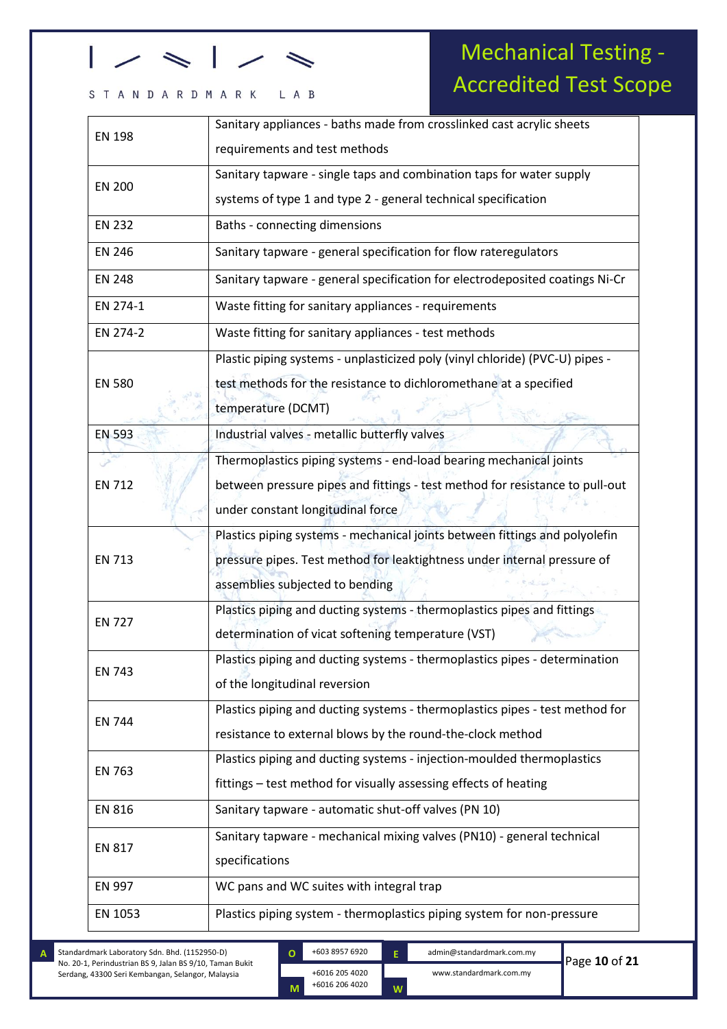| EN 198 | Sanitary appliances - baths made from crosslinked cast acrylic sheets requirements and test methods |
|---|---|
| EN 200 | Sanitary tapware - single taps and combination taps for water supply systems of type 1 and type 2 - general technical specification |
| EN 232 | Baths - connecting dimensions |
| EN 246 | Sanitary tapware - general specification for flow rateregulators |
| EN 248 | Sanitary tapware - general specification for electrodeposited coatings Ni-Cr |
| EN 274-1 | Waste fitting for sanitary appliances - requirements |
| EN 274-2 | Waste fitting for sanitary appliances - test methods |
| EN 580 | Plastic piping systems - unplasticized poly (vinyl chloride) (PVC-U) pipes - test methods for the resistance to dichloromethane at a specified temperature (DCMT) |
| EN 593 | Industrial valves - metallic butterfly valves |
| EN 712 | Thermoplastics piping systems - end-load bearing mechanical joints between pressure pipes and fittings - test method for resistance to pull-out under constant longitudinal force |
| EN 713 | Plastics piping systems - mechanical joints between fittings and polyolefin pressure pipes. Test method for leaktightness under internal pressure of assemblies subjected to bending |
| EN 727 | Plastics piping and ducting systems - thermoplastics pipes and fittings determination of vicat softening temperature (VST) |
| EN 743 | Plastics piping and ducting systems - thermoplastics pipes - determination of the longitudinal reversion |
| EN 744 | Plastics piping and ducting systems - thermoplastics pipes - test method for resistance to external blows by the round-the-clock method |
| EN 763 | Plastics piping and ducting systems - injection-moulded thermoplastics fittings – test method for visually assessing effects of heating |
| EN 816 | Sanitary tapware - automatic shut-off valves (PN 10) |
| EN 817 | Sanitary tapware - mechanical mixing valves (PN10) - general technical specifications |
| EN 997 | WC pans and WC suites with integral trap |
| EN 1053 | Plastics piping system - thermoplastics piping system for non-pressure |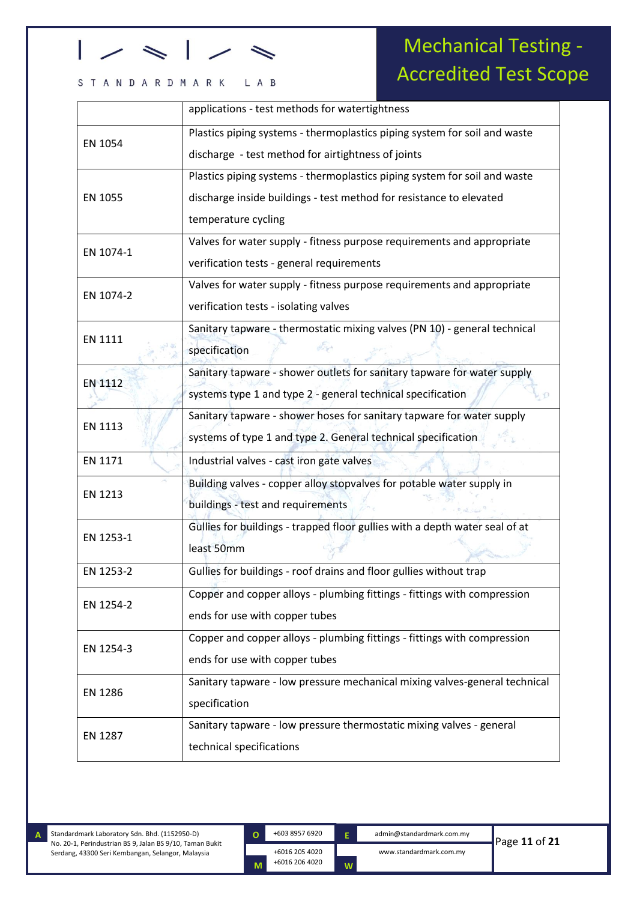| | |
|---|---|
| | applications - test methods for watertightness |
| EN 1054 | Plastics piping systems - thermoplastics piping system for soil and waste discharge - test method for airtightness of joints |
| EN 1055 | Plastics piping systems - thermoplastics piping system for soil and waste discharge inside buildings - test method for resistance to elevated temperature cycling |
| EN 1074-1 | Valves for water supply - fitness purpose requirements and appropriate verification tests - general requirements |
| EN 1074-2 | Valves for water supply - fitness purpose requirements and appropriate verification tests - isolating valves |
| EN 1111 | Sanitary tapware - thermostatic mixing valves (PN 10) - general technical specification |
| EN 1112 | Sanitary tapware - shower outlets for sanitary tapware for water supply systems type 1 and type 2 - general technical specification |
| EN 1113 | Sanitary tapware - shower hoses for sanitary tapware for water supply systems of type 1 and type 2. General technical specification |
| EN 1171 | Industrial valves - cast iron gate valves |
| EN 1213 | Building valves - copper alloy stopvalves for potable water supply in buildings - test and requirements |
| EN 1253-1 | Gullies for buildings - trapped floor gullies with a depth water seal of at least 50mm |
| EN 1253-2 | Gullies for buildings - roof drains and floor gullies without trap |
| EN 1254-2 | Copper and copper alloys - plumbing fittings - fittings with compression ends for use with copper tubes |
| EN 1254-3 | Copper and copper alloys - plumbing fittings - fittings with compression ends for use with copper tubes |
| EN 1286 | Sanitary tapware - low pressure mechanical mixing valves-general technical specification |
| EN 1287 | Sanitary tapware - low pressure thermostatic mixing valves - general technical specifications |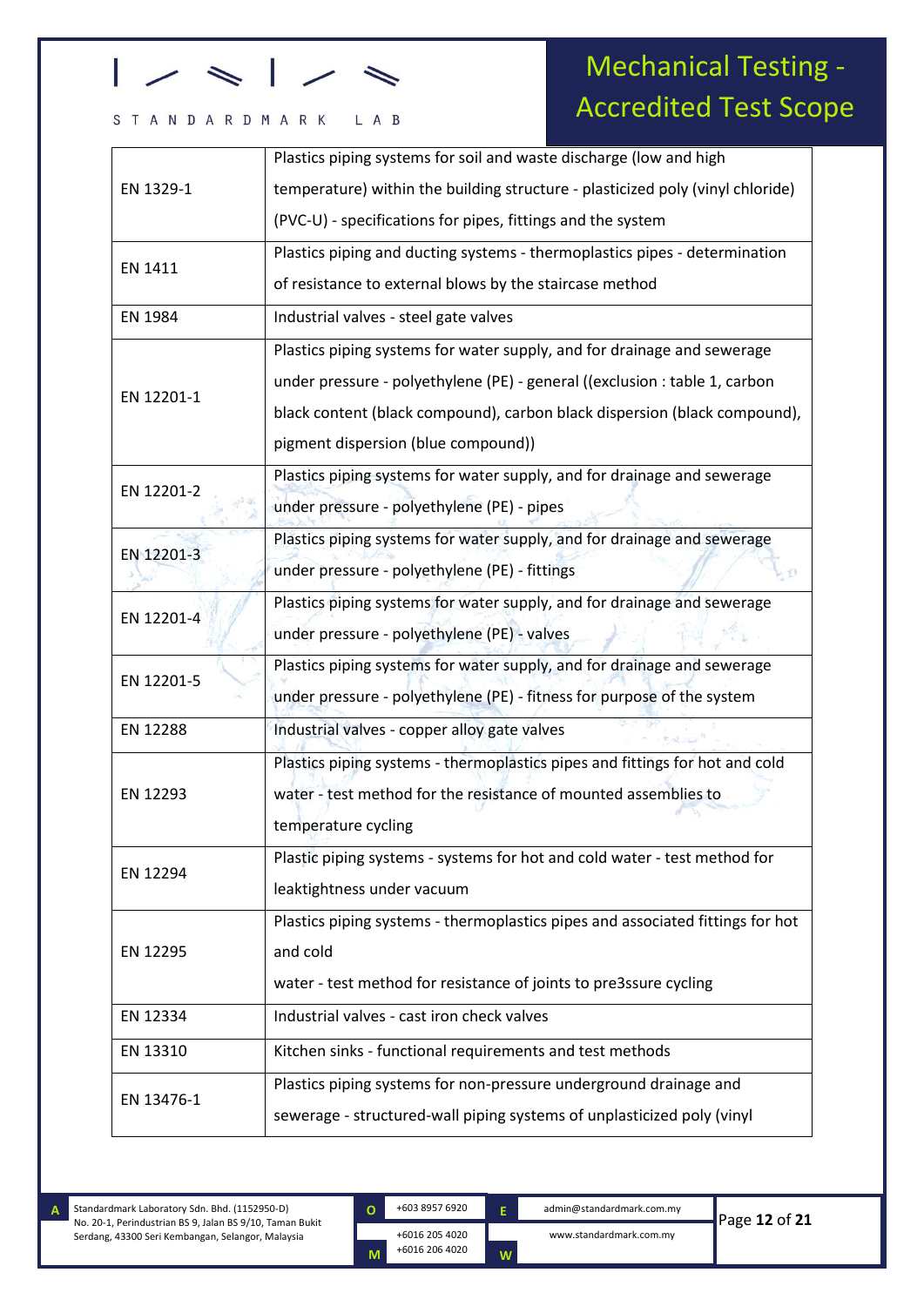| | |
|---|---|
| EN 1329-1 | Plastics piping systems for soil and waste discharge (low and high temperature) within the building structure - plasticized poly (vinyl chloride) (PVC-U) - specifications for pipes, fittings and the system |
| EN 1411 | Plastics piping and ducting systems - thermoplastics pipes - determination of resistance to external blows by the staircase method |
| EN 1984 | Industrial valves - steel gate valves |
| EN 12201-1 | Plastics piping systems for water supply, and for drainage and sewerage under pressure - polyethylene (PE) - general ((exclusion : table 1, carbon black content (black compound), carbon black dispersion (black compound), pigment dispersion (blue compound)) |
| EN 12201-2 | Plastics piping systems for water supply, and for drainage and sewerage under pressure - polyethylene (PE) - pipes |
| EN 12201-3 | Plastics piping systems for water supply, and for drainage and sewerage under pressure - polyethylene (PE) - fittings |
| EN 12201-4 | Plastics piping systems for water supply, and for drainage and sewerage under pressure - polyethylene (PE) - valves |
| EN 12201-5 | Plastics piping systems for water supply, and for drainage and sewerage under pressure - polyethylene (PE) - fitness for purpose of the system |
| EN 12288 | Industrial valves - copper alloy gate valves |
| EN 12293 | Plastics piping systems - thermoplastics pipes and fittings for hot and cold water - test method for the resistance of mounted assemblies to temperature cycling |
| EN 12294 | Plastic piping systems - systems for hot and cold water - test method for leaktightness under vacuum |
| EN 12295 | Plastics piping systems - thermoplastics pipes and associated fittings for hot and cold water - test method for resistance of joints to pre3ssure cycling |
| EN 12334 | Industrial valves - cast iron check valves |
| EN 13310 | Kitchen sinks - functional requirements and test methods |
| EN 13476-1 | Plastics piping systems for non-pressure underground drainage and sewerage - structured-wall piping systems of unplasticized poly (vinyl |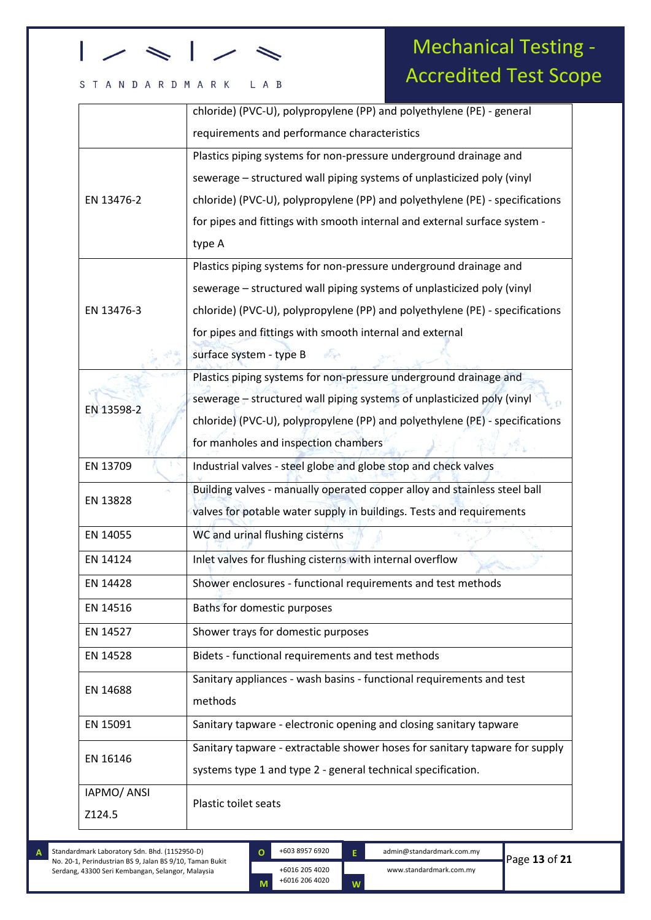|  |  |
|---|---|
|  | chloride) (PVC-U), polypropylene (PP) and polyethylene (PE) - general requirements and performance characteristics |
| EN 13476-2 | Plastics piping systems for non-pressure underground drainage and sewerage – structured wall piping systems of unplasticized poly (vinyl chloride) (PVC-U), polypropylene (PP) and polyethylene (PE) - specifications for pipes and fittings with smooth internal and external surface system - type A |
| EN 13476-3 | Plastics piping systems for non-pressure underground drainage and sewerage – structured wall piping systems of unplasticized poly (vinyl chloride) (PVC-U), polypropylene (PP) and polyethylene (PE) - specifications for pipes and fittings with smooth internal and external surface system - type B |
| EN 13598-2 | Plastics piping systems for non-pressure underground drainage and sewerage – structured wall piping systems of unplasticized poly (vinyl chloride) (PVC-U), polypropylene (PP) and polyethylene (PE) - specifications for manholes and inspection chambers |
| EN 13709 | Industrial valves - steel globe and globe stop and check valves |
| EN 13828 | Building valves - manually operated copper alloy and stainless steel ball valves for potable water supply in buildings. Tests and requirements |
| EN 14055 | WC and urinal flushing cisterns |
| EN 14124 | Inlet valves for flushing cisterns with internal overflow |
| EN 14428 | Shower enclosures - functional requirements and test methods |
| EN 14516 | Baths for domestic purposes |
| EN 14527 | Shower trays for domestic purposes |
| EN 14528 | Bidets - functional requirements and test methods |
| EN 14688 | Sanitary appliances - wash basins - functional requirements and test methods |
| EN 15091 | Sanitary tapware - electronic opening and closing sanitary tapware |
| EN 16146 | Sanitary tapware - extractable shower hoses for sanitary tapware for supply systems type 1 and type 2 - general technical specification. |
| IAPMO/ ANSI Z124.5 | Plastic toilet seats |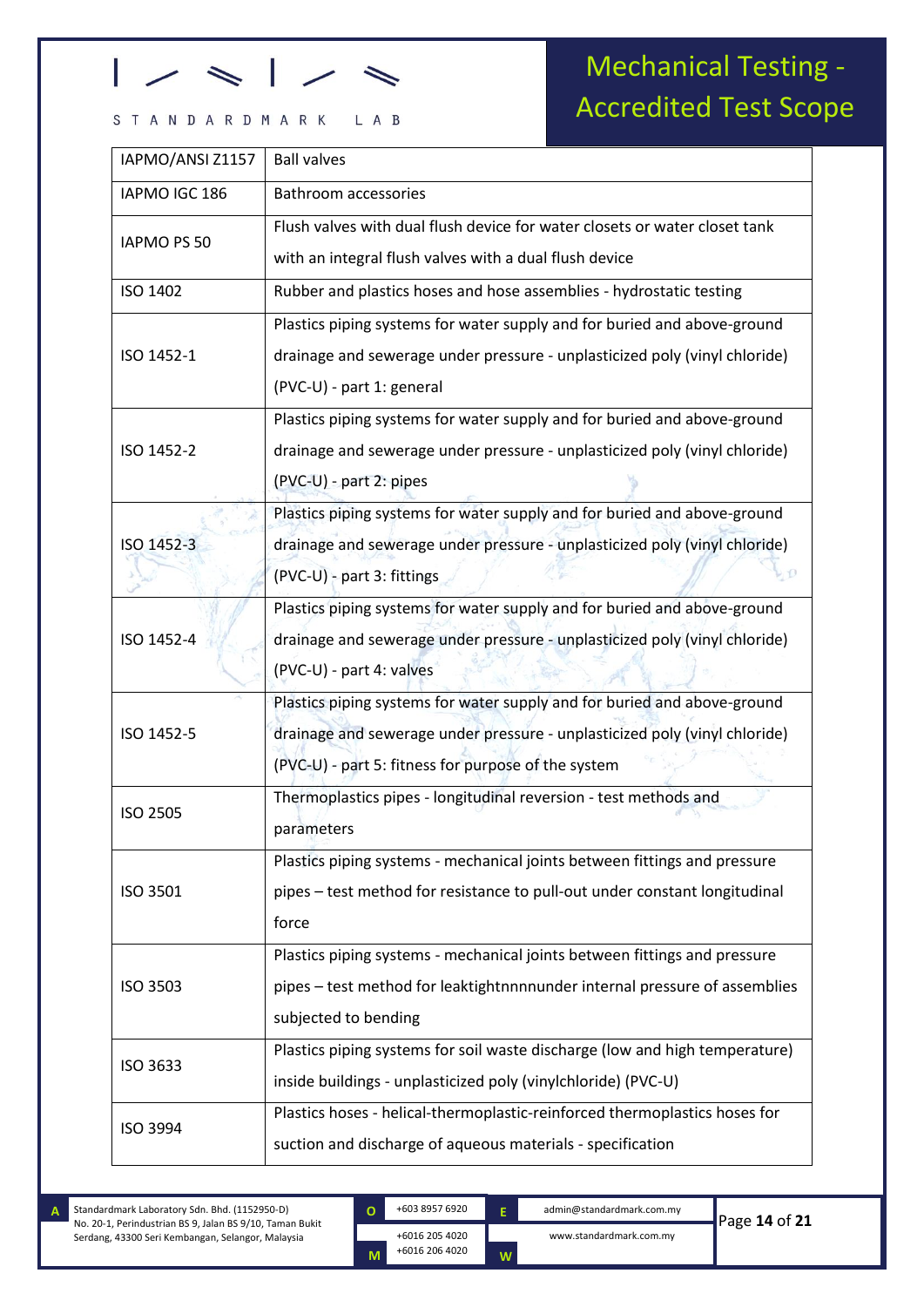| IAPMO/ANSI Z1157 | Ball valves |
|---|---|
| IAPMO IGC 186 | Bathroom accessories |
| IAPMO PS 50 | Flush valves with dual flush device for water closets or water closet tank with an integral flush valves with a dual flush device |
| ISO 1402 | Rubber and plastics hoses and hose assemblies - hydrostatic testing |
| ISO 1452-1 | Plastics piping systems for water supply and for buried and above-ground drainage and sewerage under pressure - unplasticized poly (vinyl chloride) (PVC-U) - part 1: general |
| ISO 1452-2 | Plastics piping systems for water supply and for buried and above-ground drainage and sewerage under pressure - unplasticized poly (vinyl chloride) (PVC-U) - part 2: pipes |
| ISO 1452-3 | Plastics piping systems for water supply and for buried and above-ground drainage and sewerage under pressure - unplasticized poly (vinyl chloride) (PVC-U) - part 3: fittings |
| ISO 1452-4 | Plastics piping systems for water supply and for buried and above-ground drainage and sewerage under pressure - unplasticized poly (vinyl chloride) (PVC-U) - part 4: valves |
| ISO 1452-5 | Plastics piping systems for water supply and for buried and above-ground drainage and sewerage under pressure - unplasticized poly (vinyl chloride) (PVC-U) - part 5: fitness for purpose of the system |
| ISO 2505 | Thermoplastics pipes - longitudinal reversion - test methods and parameters |
| ISO 3501 | Plastics piping systems - mechanical joints between fittings and pressure pipes – test method for resistance to pull-out under constant longitudinal force |
| ISO 3503 | Plastics piping systems - mechanical joints between fittings and pressure pipes – test method for leaktightnnnnunder internal pressure of assemblies subjected to bending |
| ISO 3633 | Plastics piping systems for soil waste discharge (low and high temperature) inside buildings - unplasticized poly (vinylchloride) (PVC-U) |
| ISO 3994 | Plastics hoses - helical-thermoplastic-reinforced thermoplastics hoses for suction and discharge of aqueous materials - specification |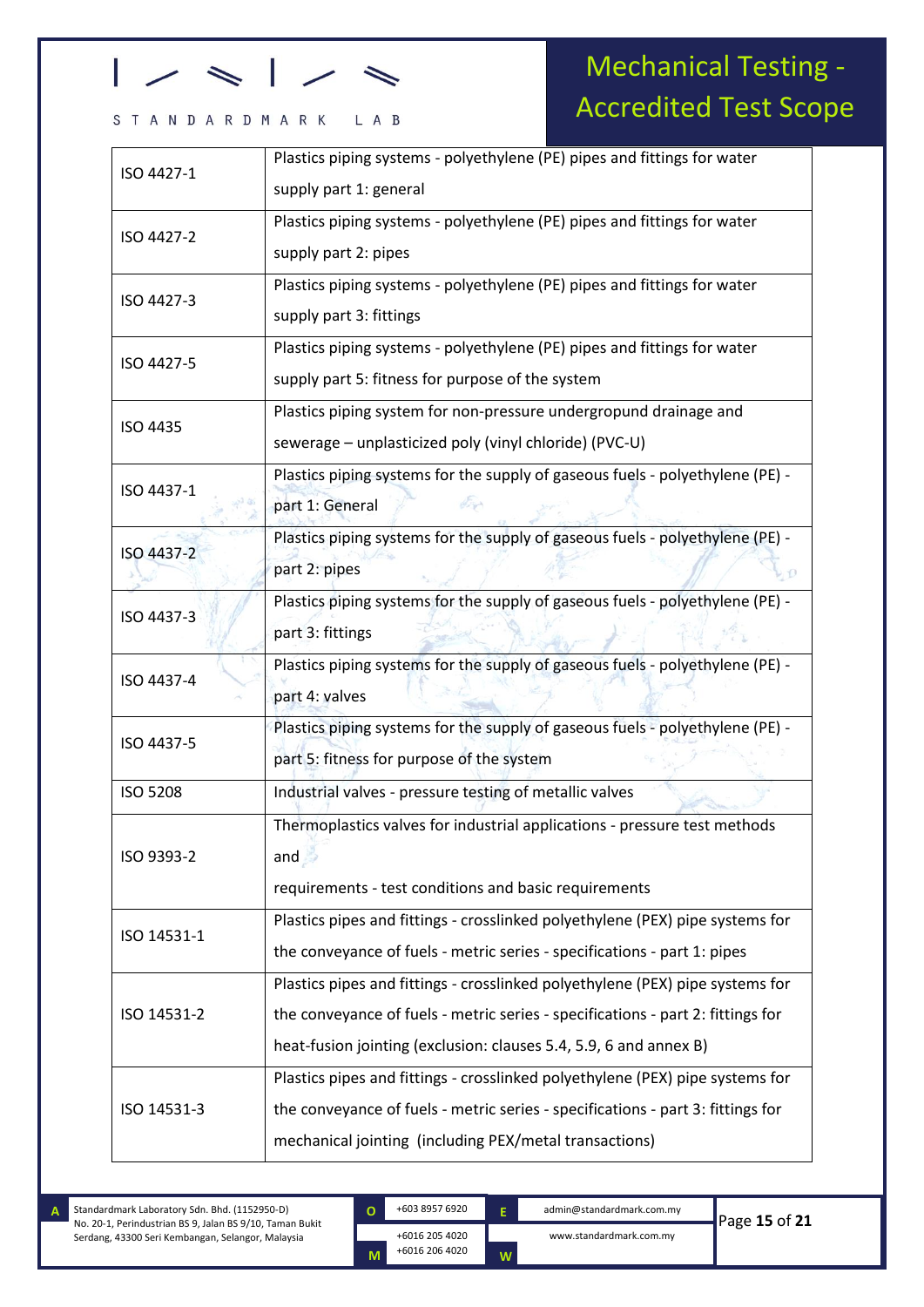| ISO 4427-1 | Plastics piping systems - polyethylene (PE) pipes and fittings for water supply part 1: general |
|---|---|
| ISO 4427-2 | Plastics piping systems - polyethylene (PE) pipes and fittings for water supply part 2: pipes |
| ISO 4427-3 | Plastics piping systems - polyethylene (PE) pipes and fittings for water supply part 3: fittings |
| ISO 4427-5 | Plastics piping systems - polyethylene (PE) pipes and fittings for water supply part 5: fitness for purpose of the system |
| ISO 4435 | Plastics piping system for non-pressure undergropund drainage and sewerage – unplasticized poly (vinyl chloride) (PVC-U) |
| ISO 4437-1 | Plastics piping systems for the supply of gaseous fuels - polyethylene (PE) - part 1: General |
| ISO 4437-2 | Plastics piping systems for the supply of gaseous fuels - polyethylene (PE) - part 2: pipes |
| ISO 4437-3 | Plastics piping systems for the supply of gaseous fuels - polyethylene (PE) - part 3: fittings |
| ISO 4437-4 | Plastics piping systems for the supply of gaseous fuels - polyethylene (PE) - part 4: valves |
| ISO 4437-5 | Plastics piping systems for the supply of gaseous fuels - polyethylene (PE) - part 5: fitness for purpose of the system |
| ISO 5208 | Industrial valves - pressure testing of metallic valves |
| ISO 9393-2 | Thermoplastics valves for industrial applications - pressure test methods and requirements - test conditions and basic requirements |
| ISO 14531-1 | Plastics pipes and fittings - crosslinked polyethylene (PEX) pipe systems for the conveyance of fuels - metric series - specifications - part 1: pipes |
| ISO 14531-2 | Plastics pipes and fittings - crosslinked polyethylene (PEX) pipe systems for the conveyance of fuels - metric series - specifications - part 2: fittings for heat-fusion jointing (exclusion: clauses 5.4, 5.9, 6 and annex B) |
| ISO 14531-3 | Plastics pipes and fittings - crosslinked polyethylene (PEX) pipe systems for the conveyance of fuels - metric series - specifications - part 3: fittings for mechanical jointing (including PEX/metal transactions) |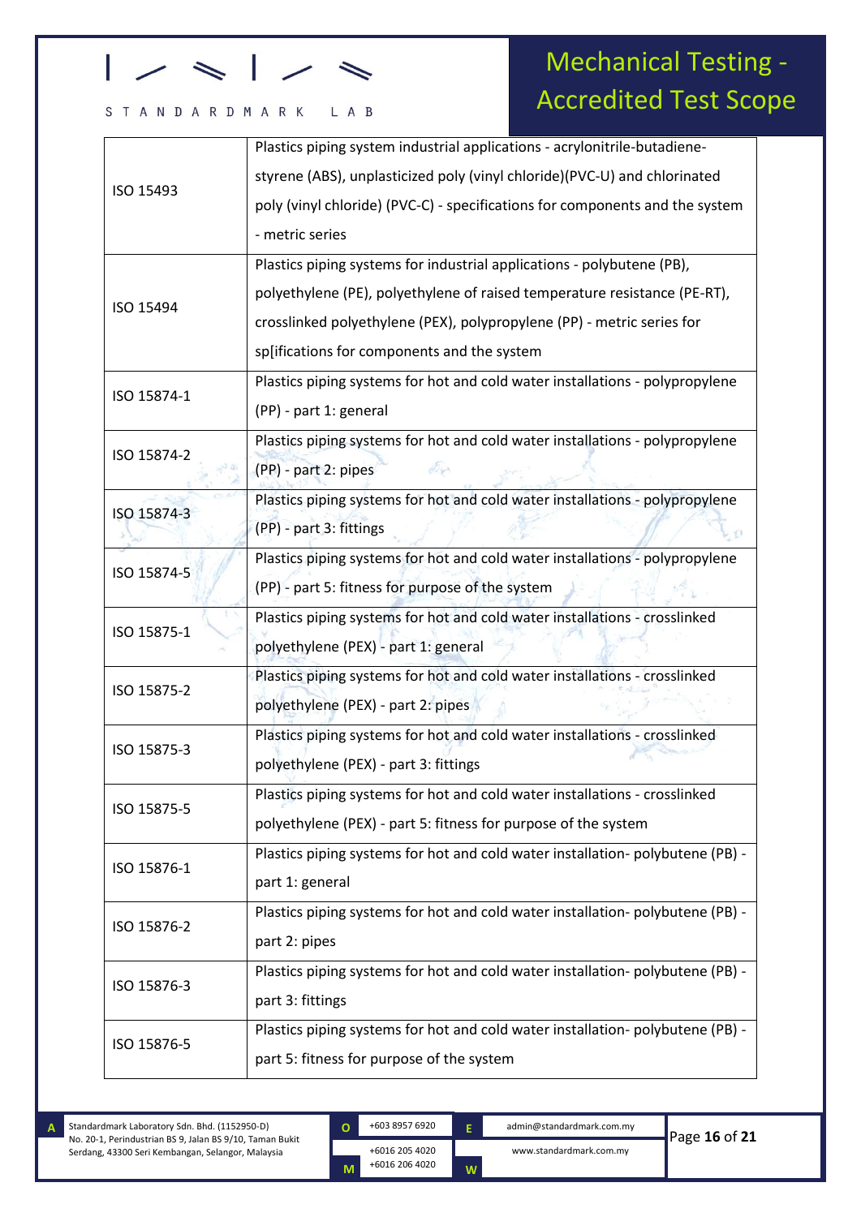| | |
|---|---|
| ISO 15493 | Plastics piping system industrial applications - acrylonitrile-butadiene-styrene (ABS), unplasticized poly (vinyl chloride)(PVC-U) and chlorinated poly (vinyl chloride) (PVC-C) - specifications for components and the system - metric series |
| ISO 15494 | Plastics piping systems for industrial applications - polybutene (PB), polyethylene (PE), polyethylene of raised temperature resistance (PE-RT), crosslinked polyethylene (PEX), polypropylene (PP) - metric series for sp[ifications for components and the system |
| ISO 15874-1 | Plastics piping systems for hot and cold water installations - polypropylene (PP) - part 1: general |
| ISO 15874-2 | Plastics piping systems for hot and cold water installations - polypropylene (PP) - part 2: pipes |
| ISO 15874-3 | Plastics piping systems for hot and cold water installations - polypropylene (PP) - part 3: fittings |
| ISO 15874-5 | Plastics piping systems for hot and cold water installations - polypropylene (PP) - part 5: fitness for purpose of the system |
| ISO 15875-1 | Plastics piping systems for hot and cold water installations - crosslinked polyethylene (PEX) - part 1: general |
| ISO 15875-2 | Plastics piping systems for hot and cold water installations - crosslinked polyethylene (PEX) - part 2: pipes |
| ISO 15875-3 | Plastics piping systems for hot and cold water installations - crosslinked polyethylene (PEX) - part 3: fittings |
| ISO 15875-5 | Plastics piping systems for hot and cold water installations - crosslinked polyethylene (PEX) - part 5: fitness for purpose of the system |
| ISO 15876-1 | Plastics piping systems for hot and cold water installation- polybutene (PB) - part 1: general |
| ISO 15876-2 | Plastics piping systems for hot and cold water installation- polybutene (PB) - part 2: pipes |
| ISO 15876-3 | Plastics piping systems for hot and cold water installation- polybutene (PB) - part 3: fittings |
| ISO 15876-5 | Plastics piping systems for hot and cold water installation- polybutene (PB) - part 5: fitness for purpose of the system |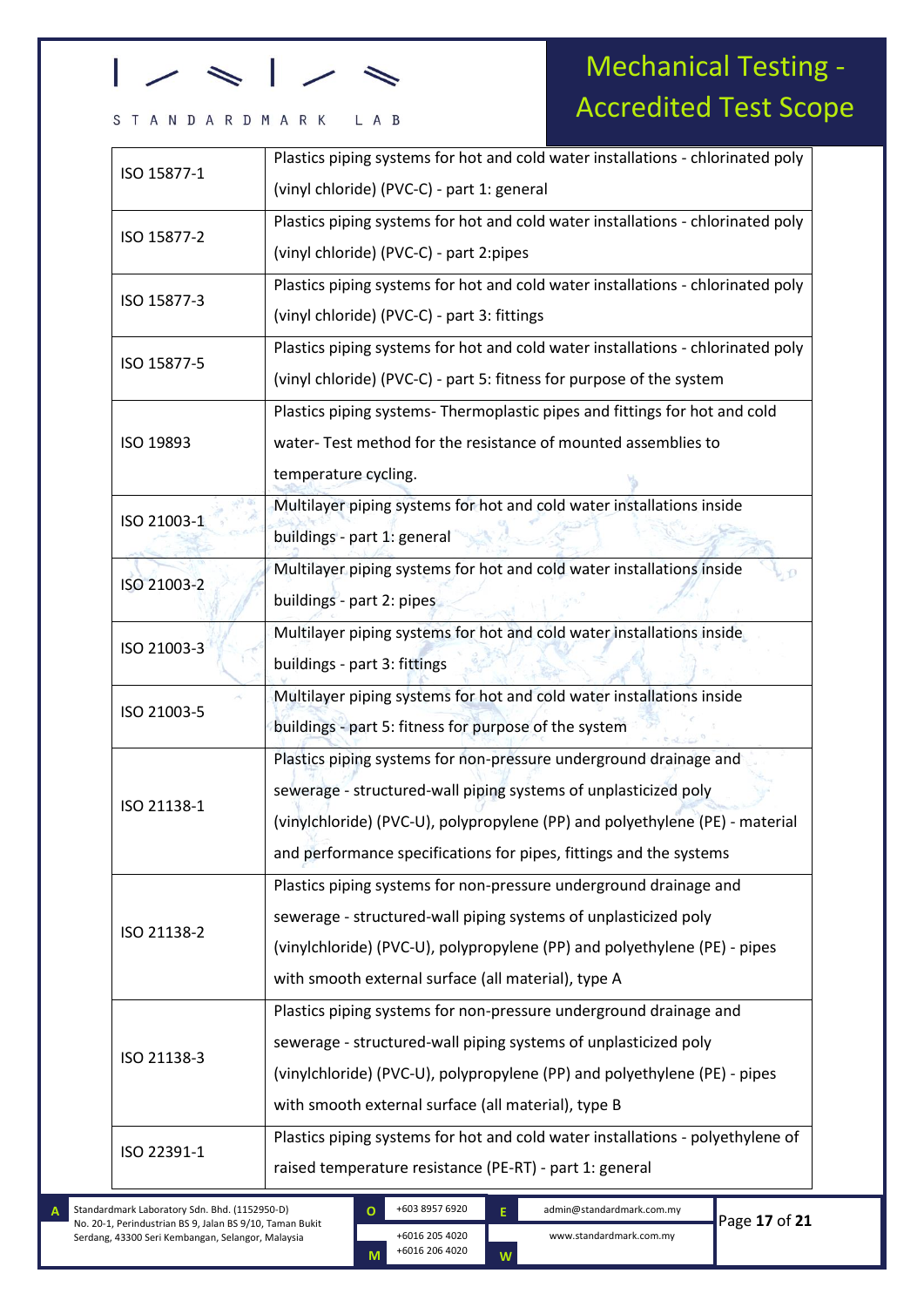| | |
|---|---|
| ISO 15877-1 | Plastics piping systems for hot and cold water installations - chlorinated poly (vinyl chloride) (PVC-C) - part 1: general |
| ISO 15877-2 | Plastics piping systems for hot and cold water installations - chlorinated poly (vinyl chloride) (PVC-C) - part 2:pipes |
| ISO 15877-3 | Plastics piping systems for hot and cold water installations - chlorinated poly (vinyl chloride) (PVC-C) - part 3: fittings |
| ISO 15877-5 | Plastics piping systems for hot and cold water installations - chlorinated poly (vinyl chloride) (PVC-C) - part 5: fitness for purpose of the system |
| ISO 19893 | Plastics piping systems- Thermoplastic pipes and fittings for hot and cold water- Test method for the resistance of mounted assemblies to temperature cycling. |
| ISO 21003-1 | Multilayer piping systems for hot and cold water installations inside buildings - part 1: general |
| ISO 21003-2 | Multilayer piping systems for hot and cold water installations inside buildings - part 2: pipes |
| ISO 21003-3 | Multilayer piping systems for hot and cold water installations inside buildings - part 3: fittings |
| ISO 21003-5 | Multilayer piping systems for hot and cold water installations inside buildings - part 5: fitness for purpose of the system |
| ISO 21138-1 | Plastics piping systems for non-pressure underground drainage and sewerage - structured-wall piping systems of unplasticized poly (vinylchloride) (PVC-U), polypropylene (PP) and polyethylene (PE) - material and performance specifications for pipes, fittings and the systems |
| ISO 21138-2 | Plastics piping systems for non-pressure underground drainage and sewerage - structured-wall piping systems of unplasticized poly (vinylchloride) (PVC-U), polypropylene (PP) and polyethylene (PE) - pipes with smooth external surface (all material), type A |
| ISO 21138-3 | Plastics piping systems for non-pressure underground drainage and sewerage - structured-wall piping systems of unplasticized poly (vinylchloride) (PVC-U), polypropylene (PP) and polyethylene (PE) - pipes with smooth external surface (all material), type B |
| ISO 22391-1 | Plastics piping systems for hot and cold water installations - polyethylene of raised temperature resistance (PE-RT) - part 1: general |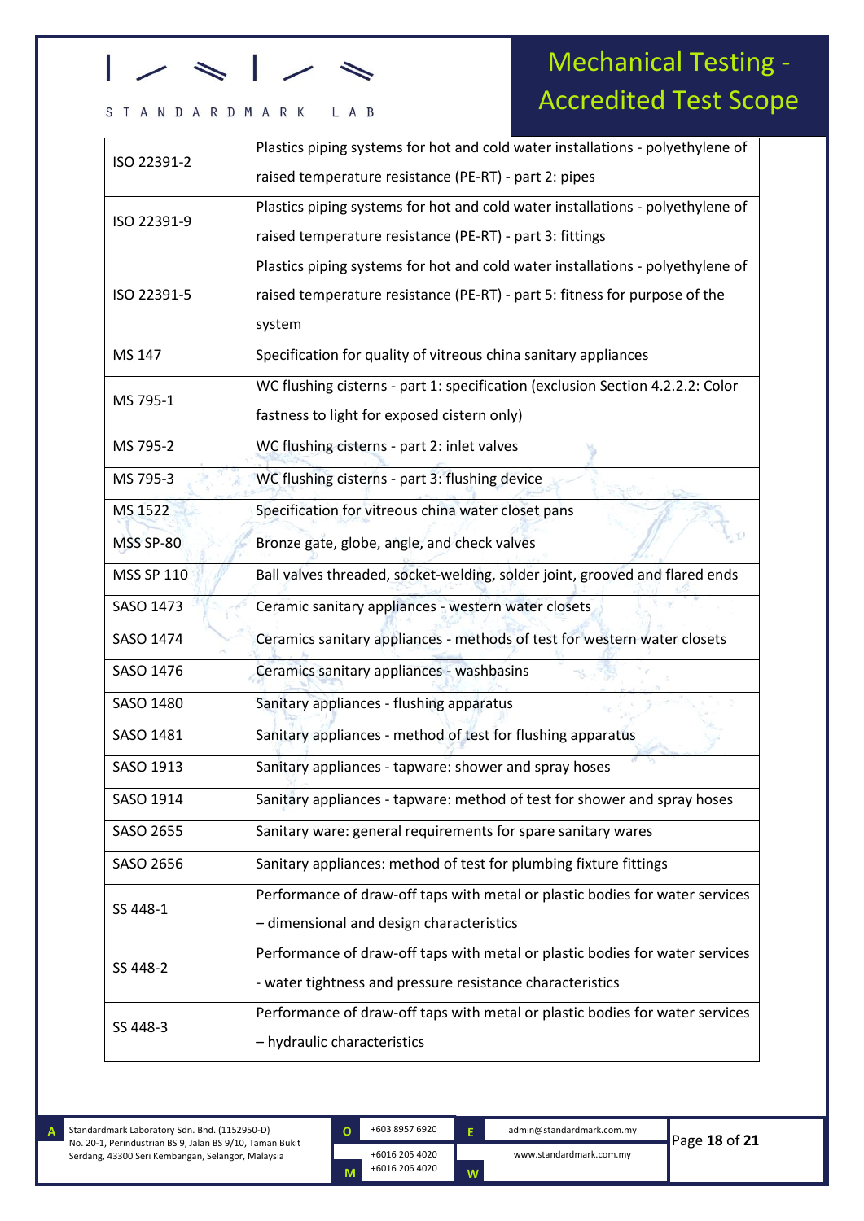| | |
|---|---|
| ISO 22391-2 | Plastics piping systems for hot and cold water installations - polyethylene of raised temperature resistance (PE-RT) - part 2: pipes |
| ISO 22391-9 | Plastics piping systems for hot and cold water installations - polyethylene of raised temperature resistance (PE-RT) - part 3: fittings |
| ISO 22391-5 | Plastics piping systems for hot and cold water installations - polyethylene of raised temperature resistance (PE-RT) - part 5: fitness for purpose of the system |
| MS 147 | Specification for quality of vitreous china sanitary appliances |
| MS 795-1 | WC flushing cisterns - part 1: specification (exclusion Section 4.2.2.2: Color fastness to light for exposed cistern only) |
| MS 795-2 | WC flushing cisterns - part 2: inlet valves |
| MS 795-3 | WC flushing cisterns - part 3: flushing device |
| MS 1522 | Specification for vitreous china water closet pans |
| MSS SP-80 | Bronze gate, globe, angle, and check valves |
| MSS SP 110 | Ball valves threaded, socket-welding, solder joint, grooved and flared ends |
| SASO 1473 | Ceramic sanitary appliances - western water closets |
| SASO 1474 | Ceramics sanitary appliances - methods of test for western water closets |
| SASO 1476 | Ceramics sanitary appliances - washbasins |
| SASO 1480 | Sanitary appliances - flushing apparatus |
| SASO 1481 | Sanitary appliances - method of test for flushing apparatus |
| SASO 1913 | Sanitary appliances - tapware: shower and spray hoses |
| SASO 1914 | Sanitary appliances - tapware: method of test for shower and spray hoses |
| SASO 2655 | Sanitary ware: general requirements for spare sanitary wares |
| SASO 2656 | Sanitary appliances: method of test for plumbing fixture fittings |
| SS 448-1 | Performance of draw-off taps with metal or plastic bodies for water services – dimensional and design characteristics |
| SS 448-2 | Performance of draw-off taps with metal or plastic bodies for water services - water tightness and pressure resistance characteristics |
| SS 448-3 | Performance of draw-off taps with metal or plastic bodies for water services – hydraulic characteristics |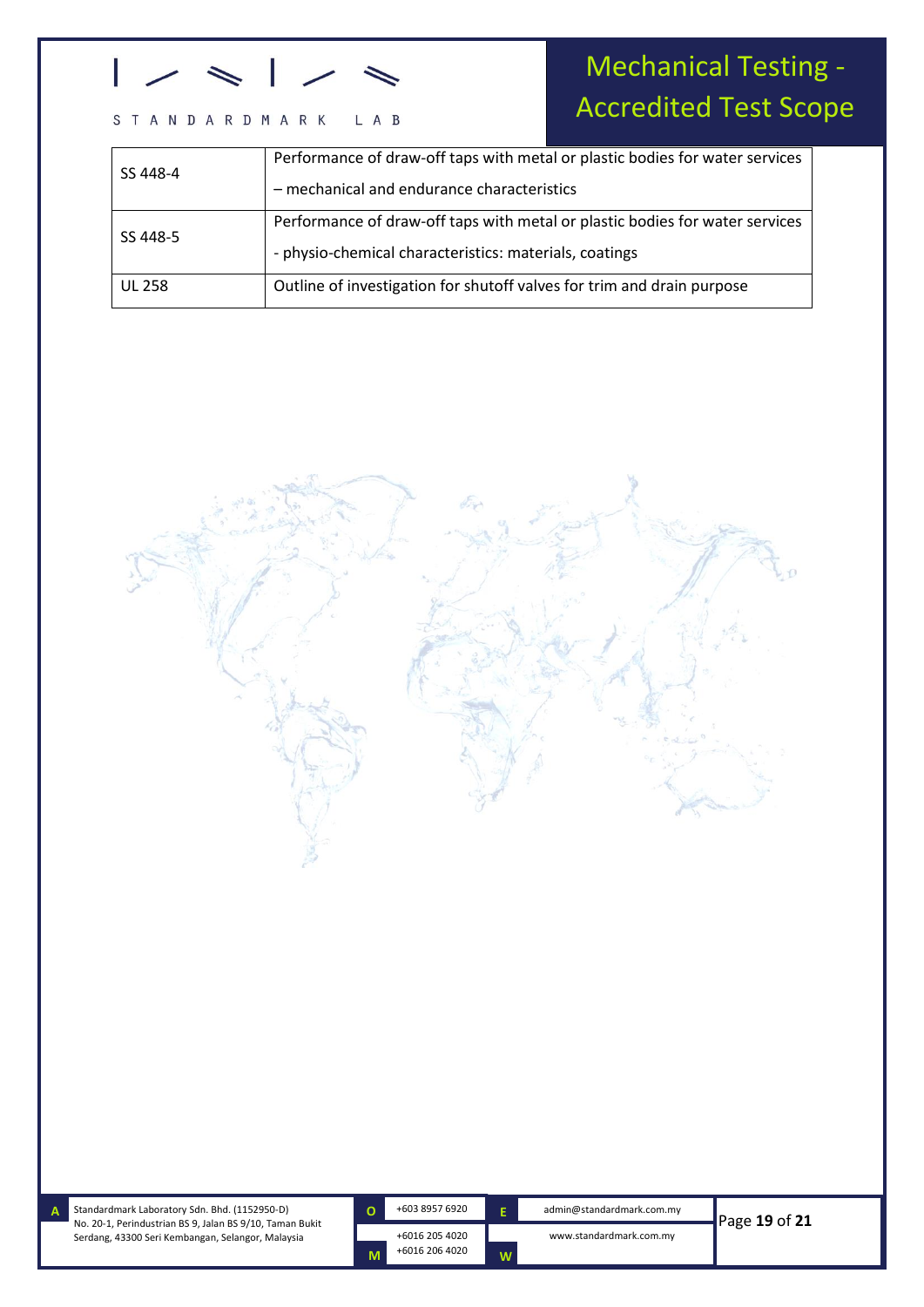| SS 448-4 | Performance of draw-off taps with metal or plastic bodies for water services – mechanical and endurance characteristics |
|---|---|
| SS 448-5 | Performance of draw-off taps with metal or plastic bodies for water services - physio-chemical characteristics: materials, coatings |
| UL 258 | Outline of investigation for shutoff valves for trim and drain purpose |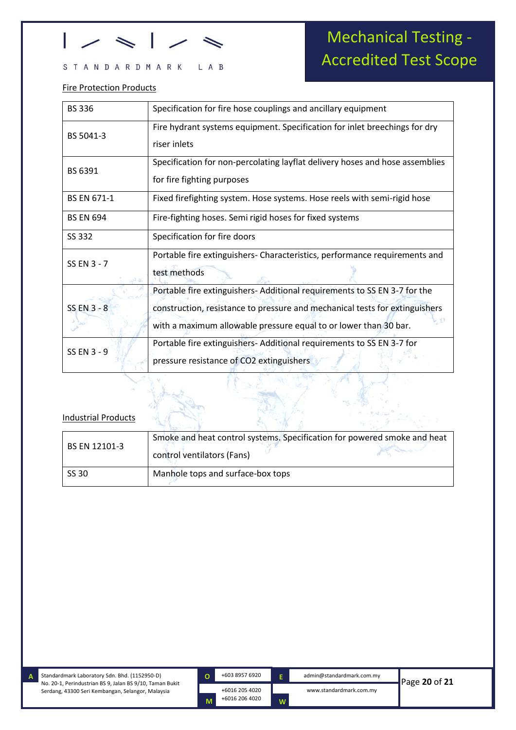Fire Protection Products

| | |
|---|---|
| BS 336 | Specification for fire hose couplings and ancillary equipment |
| BS 5041-3 | Fire hydrant systems equipment. Specification for inlet breechings for dry riser inlets |
| BS 6391 | Specification for non-percolating layflat delivery hoses and hose assemblies for fire fighting purposes |
| BS EN 671-1 | Fixed firefighting system. Hose systems. Hose reels with semi-rigid hose |
| BS EN 694 | Fire-fighting hoses. Semi rigid hoses for fixed systems |
| SS 332 | Specification for fire doors |
| SS EN 3 - 7 | Portable fire extinguishers- Characteristics, performance requirements and test methods |
| SS EN 3 - 8 | Portable fire extinguishers- Additional requirements to SS EN 3-7 for the construction, resistance to pressure and mechanical tests for extinguishers with a maximum allowable pressure equal to or lower than 30 bar. |
| SS EN 3 - 9 | Portable fire extinguishers- Additional requirements to SS EN 3-7 for pressure resistance of $CO_2$ extinguishers |

Industrial Products

| | |
|---|---|
| BS EN 12101-3 | Smoke and heat control systems. Specification for powered smoke and heat control ventilators (Fans) |
| SS 30 | Manhole tops and surface-box tops |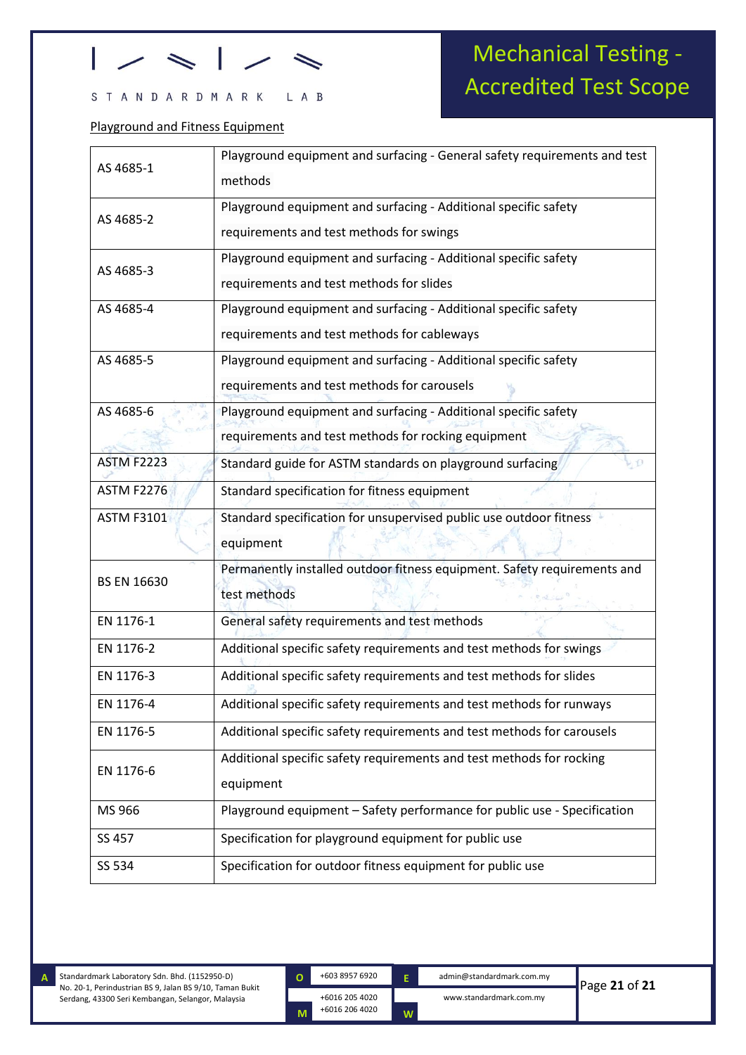Playground and Fitness Equipment

| | |
|---|---|
| AS 4685-1 | Playground equipment and surfacing - General safety requirements and test methods |
| AS 4685-2 | Playground equipment and surfacing - Additional specific safety requirements and test methods for swings |
| AS 4685-3 | Playground equipment and surfacing - Additional specific safety requirements and test methods for slides |
| AS 4685-4 | Playground equipment and surfacing - Additional specific safety requirements and test methods for cableways |
| AS 4685-5 | Playground equipment and surfacing - Additional specific safety requirements and test methods for carousels |
| AS 4685-6 | Playground equipment and surfacing - Additional specific safety requirements and test methods for rocking equipment |
| ASTM F2223 | Standard guide for ASTM standards on playground surfacing |
| ASTM F2276 | Standard specification for fitness equipment |
| ASTM F3101 | Standard specification for unsupervised public use outdoor fitness equipment |
| BS EN 16630 | Permanently installed outdoor fitness equipment. Safety requirements and test methods |
| EN 1176-1 | General safety requirements and test methods |
| EN 1176-2 | Additional specific safety requirements and test methods for swings |
| EN 1176-3 | Additional specific safety requirements and test methods for slides |
| EN 1176-4 | Additional specific safety requirements and test methods for runways |
| EN 1176-5 | Additional specific safety requirements and test methods for carousels |
| EN 1176-6 | Additional specific safety requirements and test methods for rocking equipment |
| MS 966 | Playground equipment – Safety performance for public use - Specification |
| SS 457 | Specification for playground equipment for public use |
| SS 534 | Specification for outdoor fitness equipment for public use |